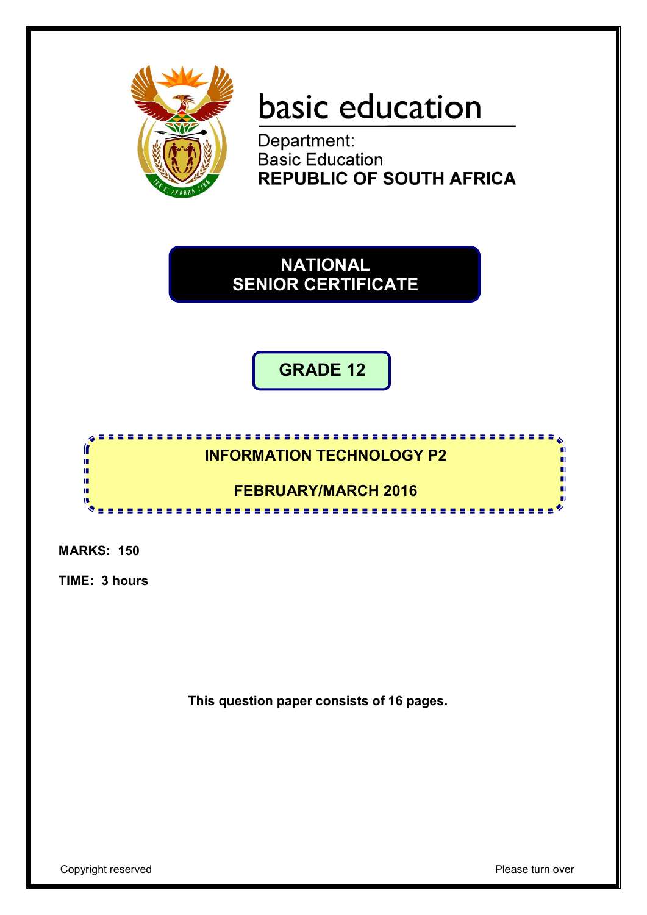basic education

Department:
Basic Education
**REPUBLIC OF SOUTH AFRICA**

# NATIONAL SENIOR CERTIFICATE

## GRADE 12

## INFORMATION TECHNOLOGY P2

## FEBRUARY/MARCH 2016

**MARKS: 150**

**TIME: 3 hours**

**This question paper consists of 16 pages.**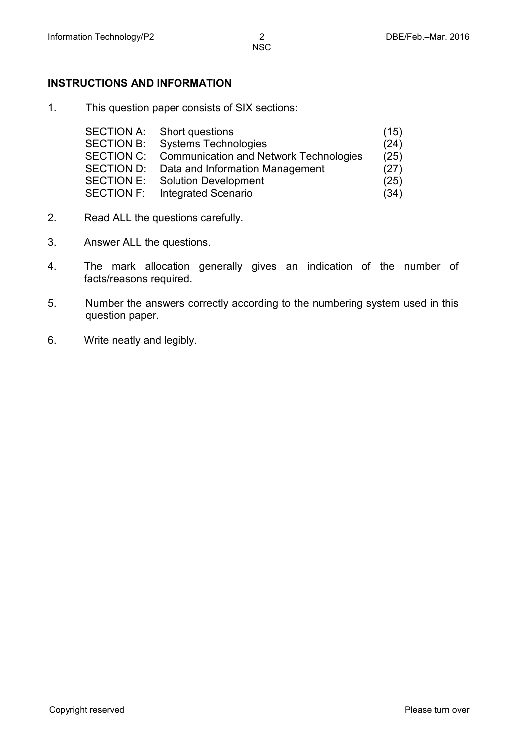**INSTRUCTIONS AND INFORMATION**

1. This question paper consists of SIX sections:

| | | |
|---|---|---|
| SECTION A: | Short questions | (15) |
| SECTION B: | Systems Technologies | (24) |
| SECTION C: | Communication and Network Technologies | (25) |
| SECTION D: | Data and Information Management | (27) |
| SECTION E: | Solution Development | (25) |
| SECTION F: | Integrated Scenario | (34) |

2. Read ALL the questions carefully.

3. Answer ALL the questions.

4. The mark allocation generally gives an indication of the number of facts/reasons required.

5. Number the answers correctly according to the numbering system used in this question paper.

6. Write neatly and legibly.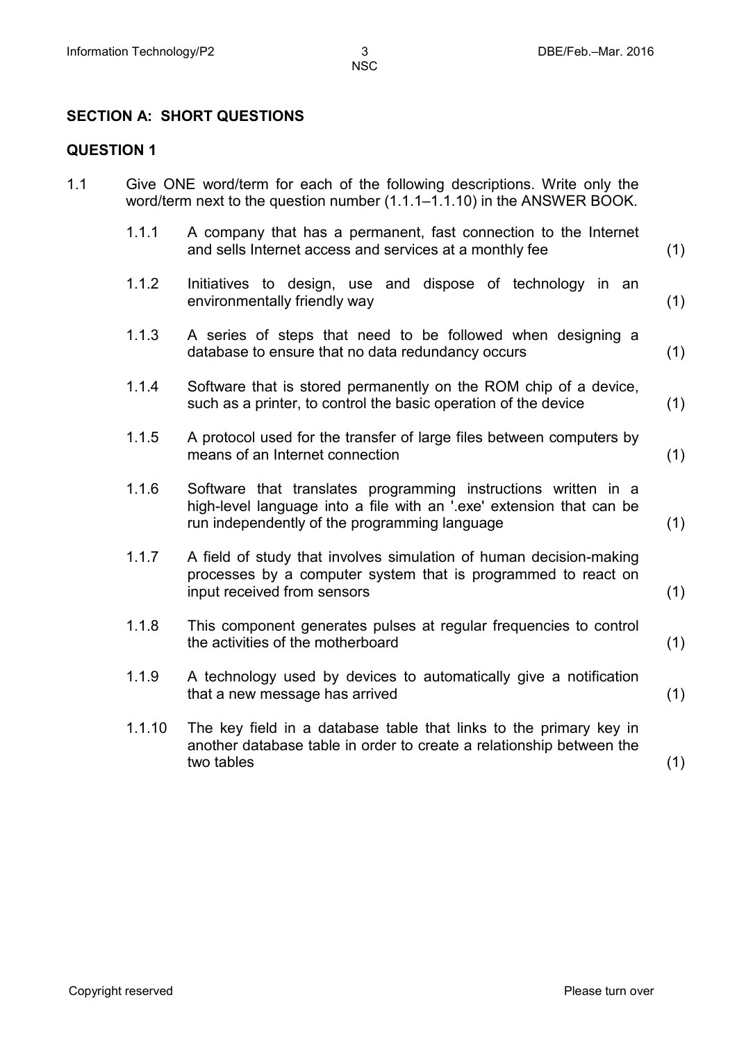## SECTION A: SHORT QUESTIONS

### QUESTION 1

1.1 Give ONE word/term for each of the following descriptions. Write only the word/term next to the question number (1.1.1–1.1.10) in the ANSWER BOOK.

1.1.1 A company that has a permanent, fast connection to the Internet and sells Internet access and services at a monthly fee (1)

1.1.2 Initiatives to design, use and dispose of technology in an environmentally friendly way (1)

1.1.3 A series of steps that need to be followed when designing a database to ensure that no data redundancy occurs (1)

1.1.4 Software that is stored permanently on the ROM chip of a device, such as a printer, to control the basic operation of the device (1)

1.1.5 A protocol used for the transfer of large files between computers by means of an Internet connection (1)

1.1.6 Software that translates programming instructions written in a high-level language into a file with an '.exe' extension that can be run independently of the programming language (1)

1.1.7 A field of study that involves simulation of human decision-making processes by a computer system that is programmed to react on input received from sensors (1)

1.1.8 This component generates pulses at regular frequencies to control the activities of the motherboard (1)

1.1.9 A technology used by devices to automatically give a notification that a new message has arrived (1)

1.1.10 The key field in a database table that links to the primary key in another database table in order to create a relationship between the two tables (1)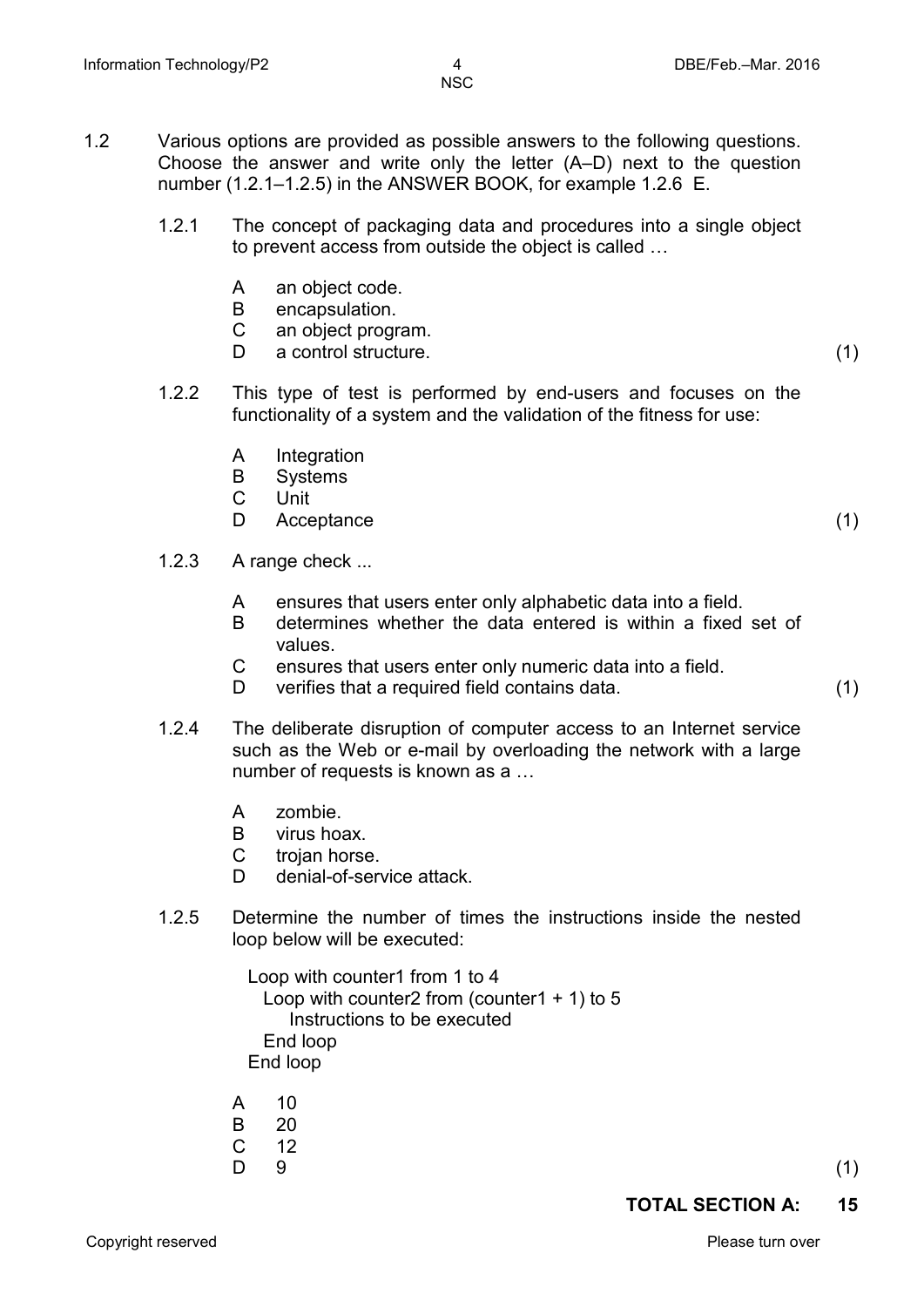1.2 Various options are provided as possible answers to the following questions. Choose the answer and write only the letter (A–D) next to the question number (1.2.1–1.2.5) in the ANSWER BOOK, for example 1.2.6 E.

1.2.1 The concept of packaging data and procedures into a single object to prevent access from outside the object is called …

A an object code.
B encapsulation.
C an object program.
D a control structure. (1)

1.2.2 This type of test is performed by end-users and focuses on the functionality of a system and the validation of the fitness for use:

A Integration
B Systems
C Unit
D Acceptance (1)

1.2.3 A range check ...

A ensures that users enter only alphabetic data into a field.
B determines whether the data entered is within a fixed set of values.
C ensures that users enter only numeric data into a field.
D verifies that a required field contains data. (1)

1.2.4 The deliberate disruption of computer access to an Internet service such as the Web or e-mail by overloading the network with a large number of requests is known as a …

A zombie.
B virus hoax.
C trojan horse.
D denial-of-service attack.

1.2.5 Determine the number of times the instructions inside the nested loop below will be executed:

```
Loop with counter1 from 1 to 4
  Loop with counter2 from (counter1 + 1) to 5
      Instructions to be executed
  End loop
End loop
```

A 10
B 20
C 12
D 9 (1)

**TOTAL SECTION A: 15**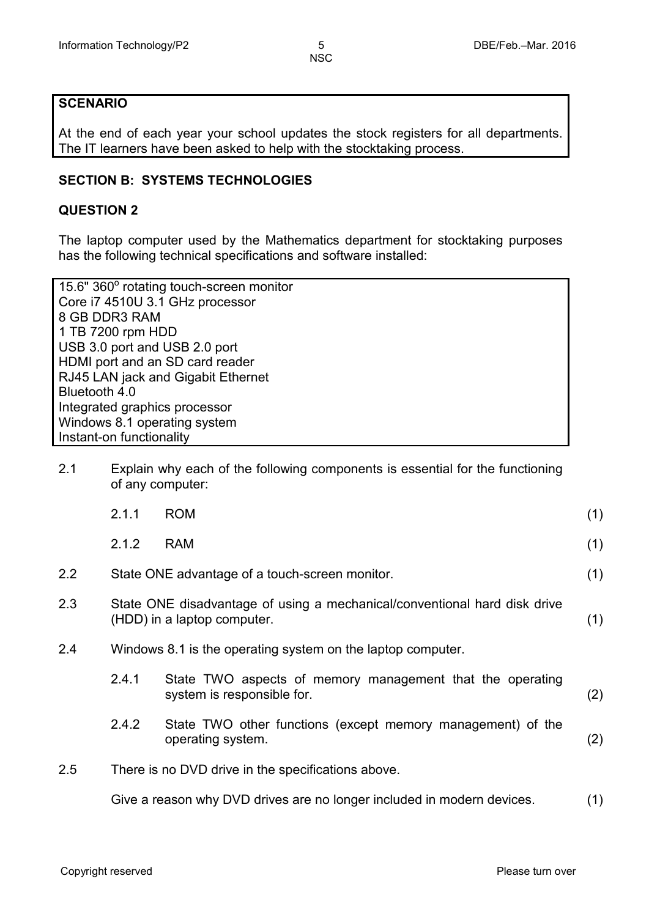**SCENARIO**

At the end of each year your school updates the stock registers for all departments. The IT learners have been asked to help with the stocktaking process.

## SECTION B: SYSTEMS TECHNOLOGIES

### QUESTION 2

The laptop computer used by the Mathematics department for stocktaking purposes has the following technical specifications and software installed:

| |
|---|
| 15.6" 360° rotating touch-screen monitor<br>Core i7 4510U 3.1 GHz processor<br>8 GB DDR3 RAM<br>1 TB 7200 rpm HDD<br>USB 3.0 port and USB 2.0 port<br>HDMI port and an SD card reader<br>RJ45 LAN jack and Gigabit Ethernet<br>Bluetooth 4.0<br>Integrated graphics processor<br>Windows 8.1 operating system<br>Instant-on functionality |

2.1 Explain why each of the following components is essential for the functioning of any computer:

2.1.1 ROM (1)

2.1.2 RAM (1)

2.2 State ONE advantage of a touch-screen monitor. (1)

2.3 State ONE disadvantage of using a mechanical/conventional hard disk drive (HDD) in a laptop computer. (1)

2.4 Windows 8.1 is the operating system on the laptop computer.

2.4.1 State TWO aspects of memory management that the operating system is responsible for. (2)

2.4.2 State TWO other functions (except memory management) of the operating system. (2)

2.5 There is no DVD drive in the specifications above.

Give a reason why DVD drives are no longer included in modern devices. (1)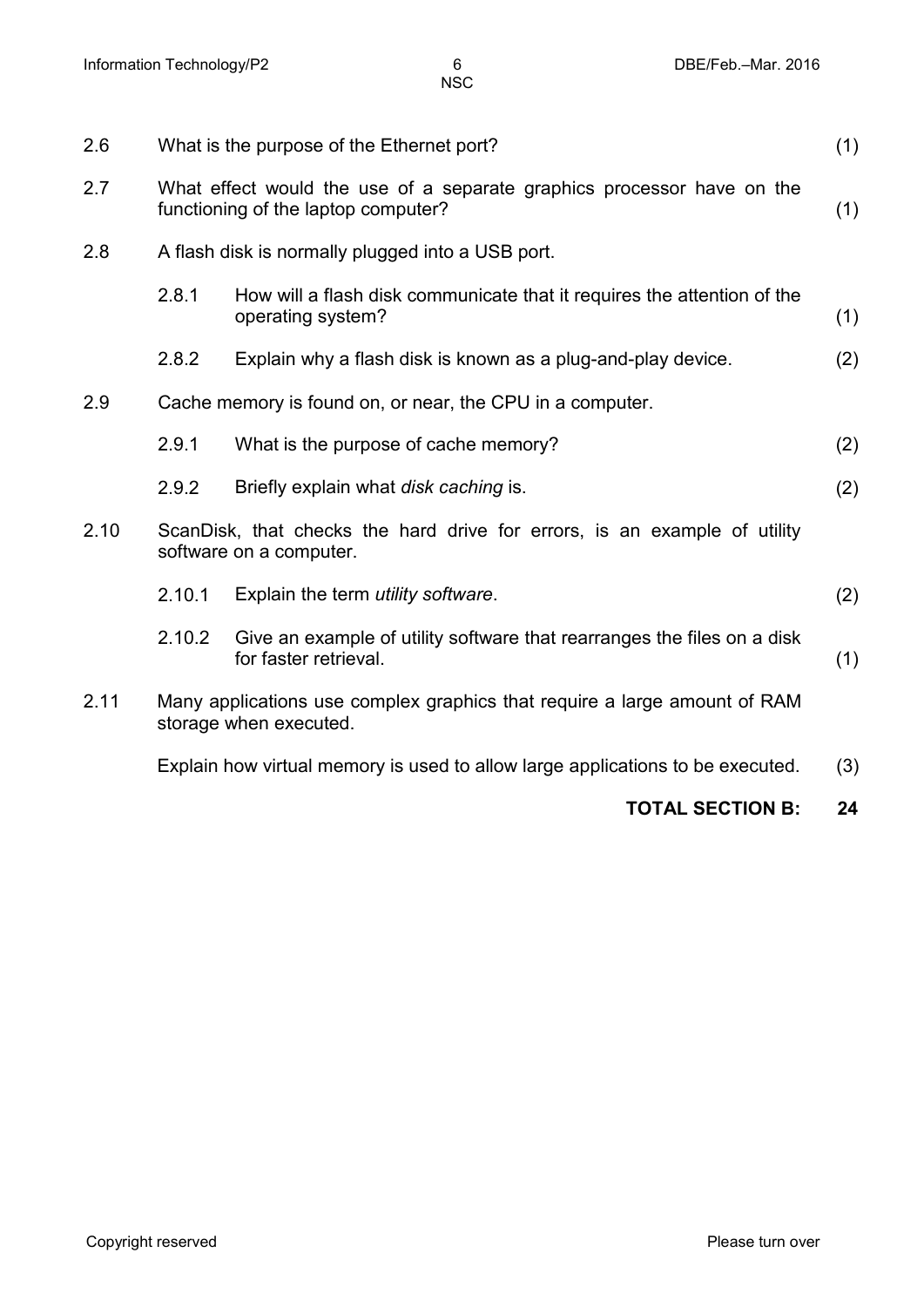2.6 What is the purpose of the Ethernet port? (1)

2.7 What effect would the use of a separate graphics processor have on the functioning of the laptop computer? (1)

2.8 A flash disk is normally plugged into a USB port.

2.8.1 How will a flash disk communicate that it requires the attention of the operating system? (1)

2.8.2 Explain why a flash disk is known as a plug-and-play device. (2)

2.9 Cache memory is found on, or near, the CPU in a computer.

2.9.1 What is the purpose of cache memory? (2)

2.9.2 Briefly explain what *disk caching* is. (2)

2.10 ScanDisk, that checks the hard drive for errors, is an example of utility software on a computer.

2.10.1 Explain the term *utility software*. (2)

2.10.2 Give an example of utility software that rearranges the files on a disk for faster retrieval. (1)

2.11 Many applications use complex graphics that require a large amount of RAM storage when executed.

Explain how virtual memory is used to allow large applications to be executed. (3)

**TOTAL SECTION B: 24**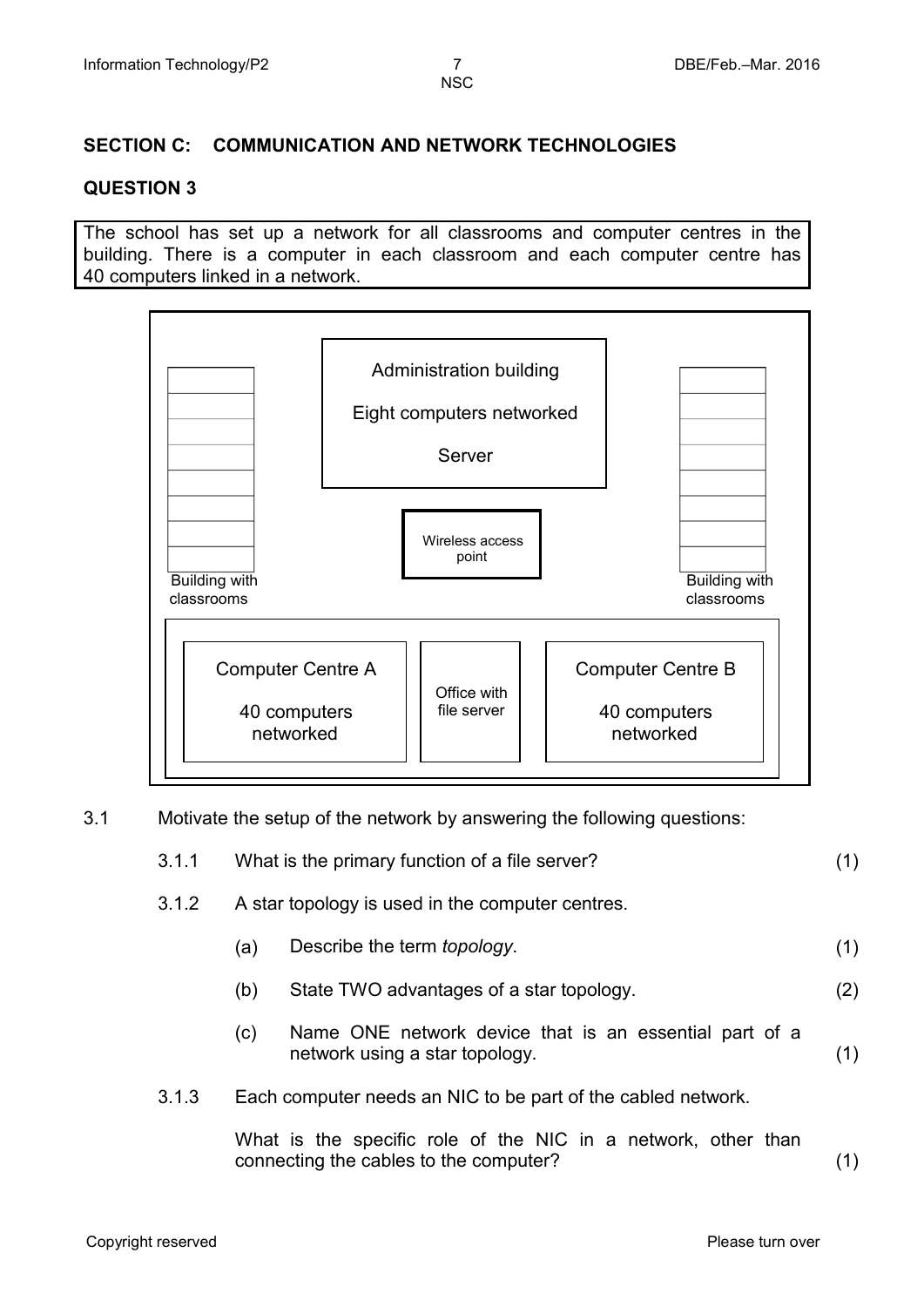## SECTION C: COMMUNICATION AND NETWORK TECHNOLOGIES

### QUESTION 3

The school has set up a network for all classrooms and computer centres in the building. There is a computer in each classroom and each computer centre has 40 computers linked in a network.

Administration building

Eight computers networked

Server

Wireless access point

Building with classrooms

Building with classrooms

Computer Centre A

40 computers networked

Office with file server

Computer Centre B

40 computers networked

3.1 Motivate the setup of the network by answering the following questions:

3.1.1 What is the primary function of a file server? (1)

3.1.2 A star topology is used in the computer centres.

(a) Describe the term *topology*. (1)

(b) State TWO advantages of a star topology. (2)

(c) Name ONE network device that is an essential part of a network using a star topology. (1)

3.1.3 Each computer needs an NIC to be part of the cabled network.

What is the specific role of the NIC in a network, other than connecting the cables to the computer? (1)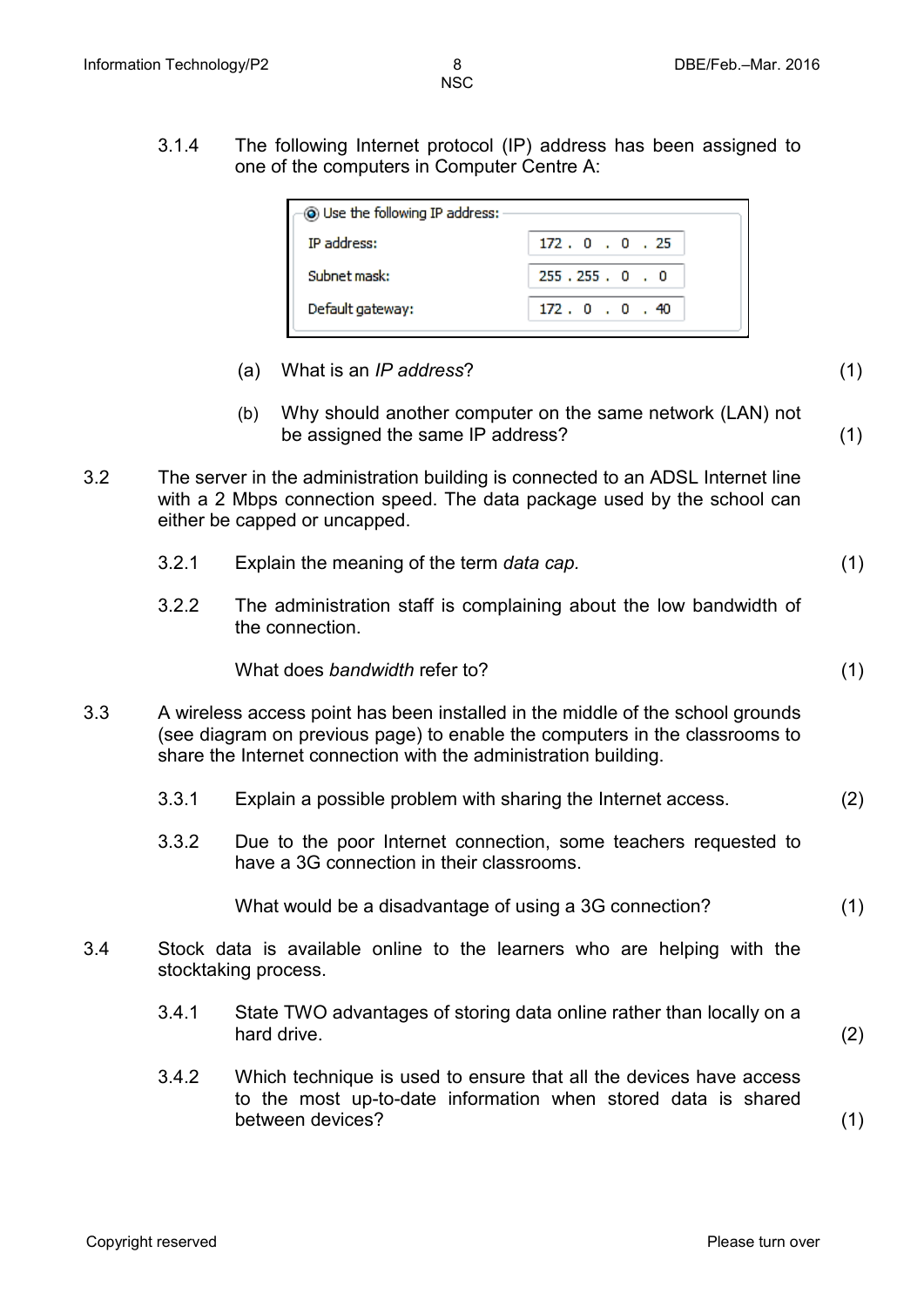3.1.4 The following Internet protocol (IP) address has been assigned to one of the computers in Computer Centre A:

| Use the following IP address: | |
|---|---|
| IP address: | 172 . 0 . 0 . 25 |
| Subnet mask: | 255 . 255 . 0 . 0 |
| Default gateway: | 172 . 0 . 0 . 40 |

(a) What is an *IP address*? (1)

(b) Why should another computer on the same network (LAN) not be assigned the same IP address? (1)

3.2 The server in the administration building is connected to an ADSL Internet line with a 2 Mbps connection speed. The data package used by the school can either be capped or uncapped.

3.2.1 Explain the meaning of the term *data cap.* (1)

3.2.2 The administration staff is complaining about the low bandwidth of the connection.

What does *bandwidth* refer to? (1)

3.3 A wireless access point has been installed in the middle of the school grounds (see diagram on previous page) to enable the computers in the classrooms to share the Internet connection with the administration building.

3.3.1 Explain a possible problem with sharing the Internet access. (2)

3.3.2 Due to the poor Internet connection, some teachers requested to have a 3G connection in their classrooms.

What would be a disadvantage of using a 3G connection? (1)

3.4 Stock data is available online to the learners who are helping with the stocktaking process.

3.4.1 State TWO advantages of storing data online rather than locally on a hard drive. (2)

3.4.2 Which technique is used to ensure that all the devices have access to the most up-to-date information when stored data is shared between devices? (1)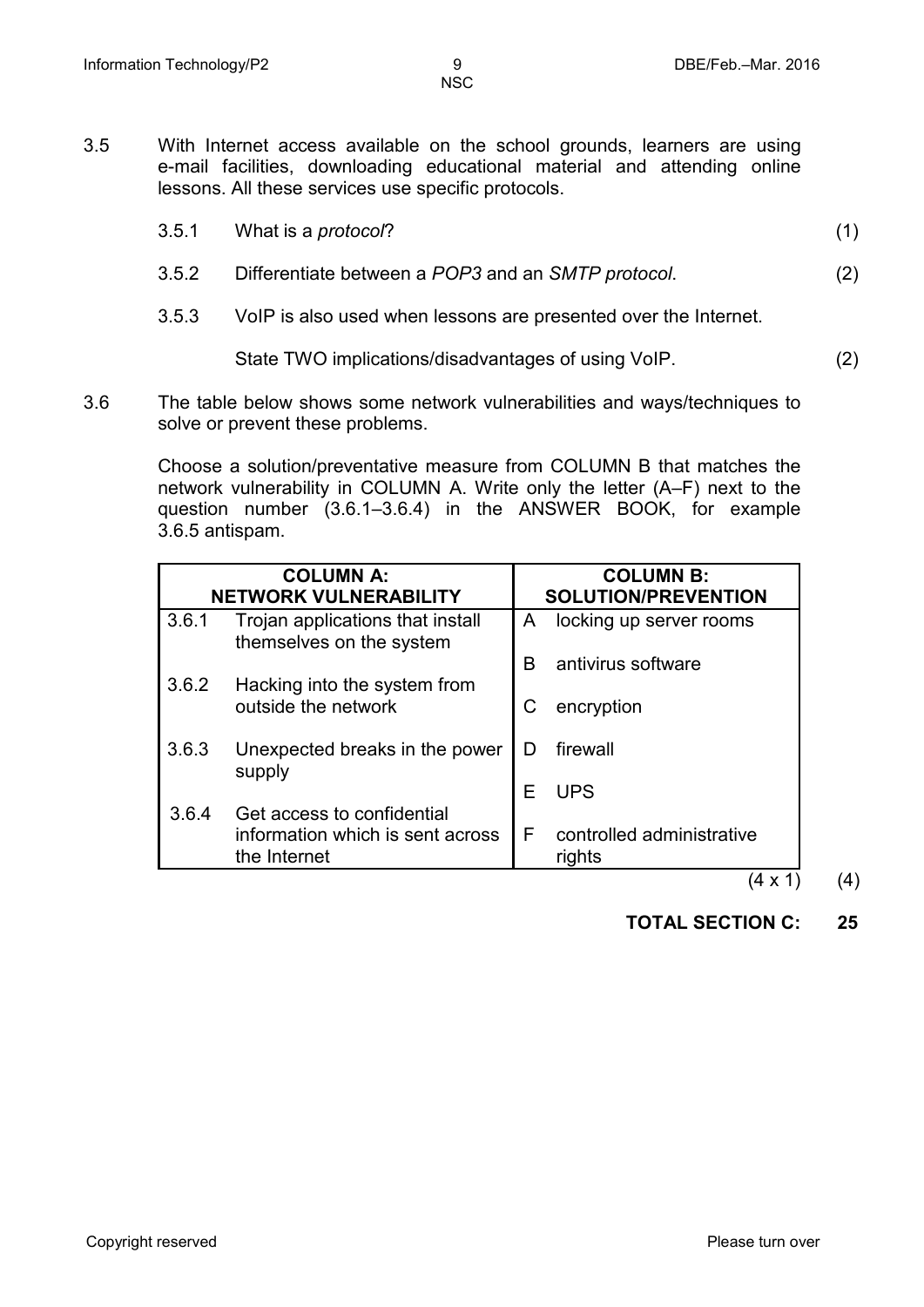3.5 With Internet access available on the school grounds, learners are using e-mail facilities, downloading educational material and attending online lessons. All these services use specific protocols.

3.5.1 What is a *protocol*? (1)

3.5.2 Differentiate between a *POP3* and an *SMTP protocol*. (2)

3.5.3 VoIP is also used when lessons are presented over the Internet.

State TWO implications/disadvantages of using VoIP. (2)

3.6 The table below shows some network vulnerabilities and ways/techniques to solve or prevent these problems.

Choose a solution/preventative measure from COLUMN B that matches the network vulnerability in COLUMN A. Write only the letter (A–F) next to the question number (3.6.1–3.6.4) in the ANSWER BOOK, for example 3.6.5 antispam.

| COLUMN A: NETWORK VULNERABILITY | | COLUMN B: SOLUTION/PREVENTION | |
|---|---|---|---|
| 3.6.1 | Trojan applications that install themselves on the system | A | locking up server rooms |
| | | B | antivirus software |
| 3.6.2 | Hacking into the system from outside the network | C | encryption |
| 3.6.3 | Unexpected breaks in the power supply | D | firewall |
| | | E | UPS |
| 3.6.4 | Get access to confidential information which is sent across the Internet | F | controlled administrative rights |

(4 x 1) (4)

**TOTAL SECTION C: 25**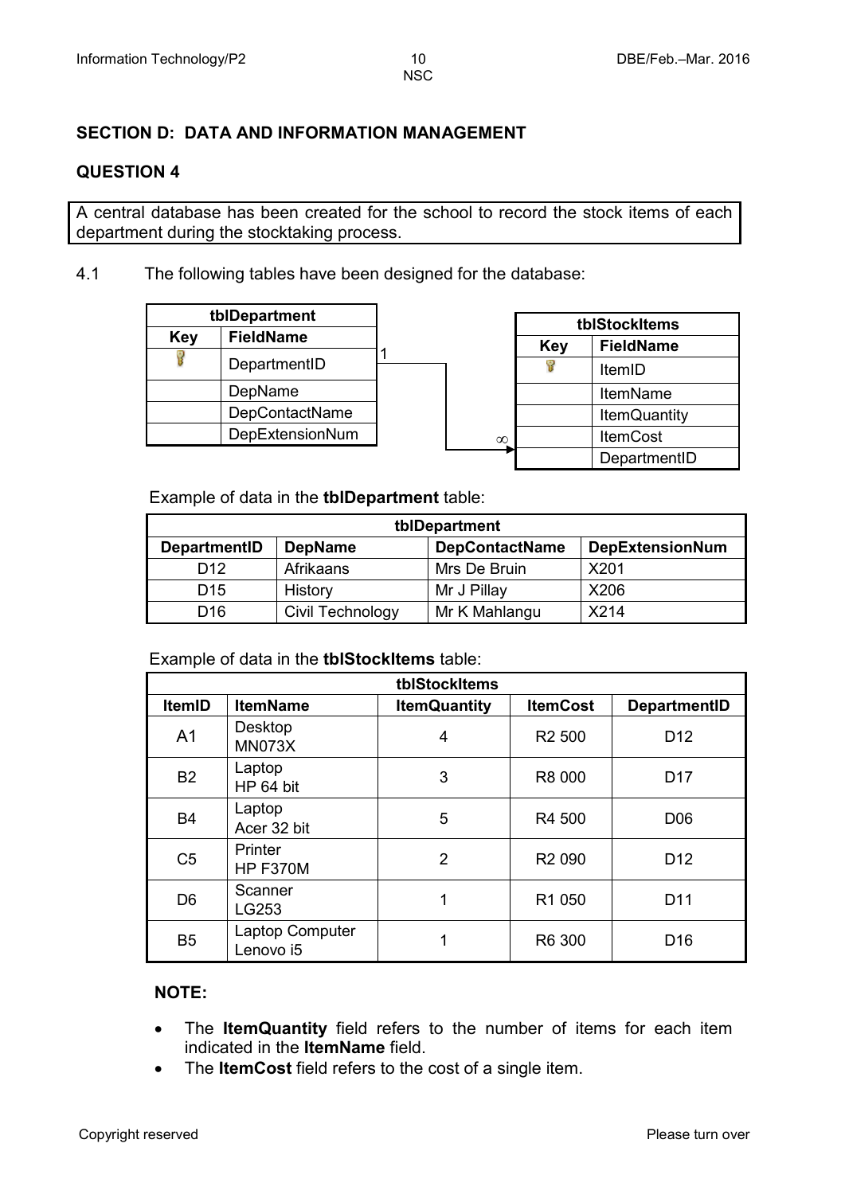## SECTION D: DATA AND INFORMATION MANAGEMENT

### QUESTION 4

A central database has been created for the school to record the stock items of each department during the stocktaking process.

4.1 The following tables have been designed for the database:

| tblDepartment | |
|---|---|
| **Key** | **FieldName** |
| 🔑 | DepartmentID |
| | DepName |
| | DepContactName |
| | DepExtensionNum |

Relationship: tblDepartment.DepartmentID (1) → tblStockItems.DepartmentID (∞)

| tblStockItems | |
|---|---|
| **Key** | **FieldName** |
| 🔑 | ItemID |
| | ItemName |
| | ItemQuantity |
| | ItemCost |
| | DepartmentID |

Example of data in the **tblDepartment** table:

| DepartmentID | DepName | DepContactName | DepExtensionNum |
|---|---|---|---|
| D12 | Afrikaans | Mrs De Bruin | X201 |
| D15 | History | Mr J Pillay | X206 |
| D16 | Civil Technology | Mr K Mahlangu | X214 |

Example of data in the **tblStockItems** table:

| ItemID | ItemName | ItemQuantity | ItemCost | DepartmentID |
|---|---|---|---|---|
| A1 | Desktop MN073X | 4 | R2 500 | D12 |
| B2 | Laptop HP 64 bit | 3 | R8 000 | D17 |
| B4 | Laptop Acer 32 bit | 5 | R4 500 | D06 |
| C5 | Printer HP F370M | 2 | R2 090 | D12 |
| D6 | Scanner LG253 | 1 | R1 050 | D11 |
| B5 | Laptop Computer Lenovo i5 | 1 | R6 300 | D16 |

**NOTE:**

- The **ItemQuantity** field refers to the number of items for each item indicated in the **ItemName** field.
- The **ItemCost** field refers to the cost of a single item.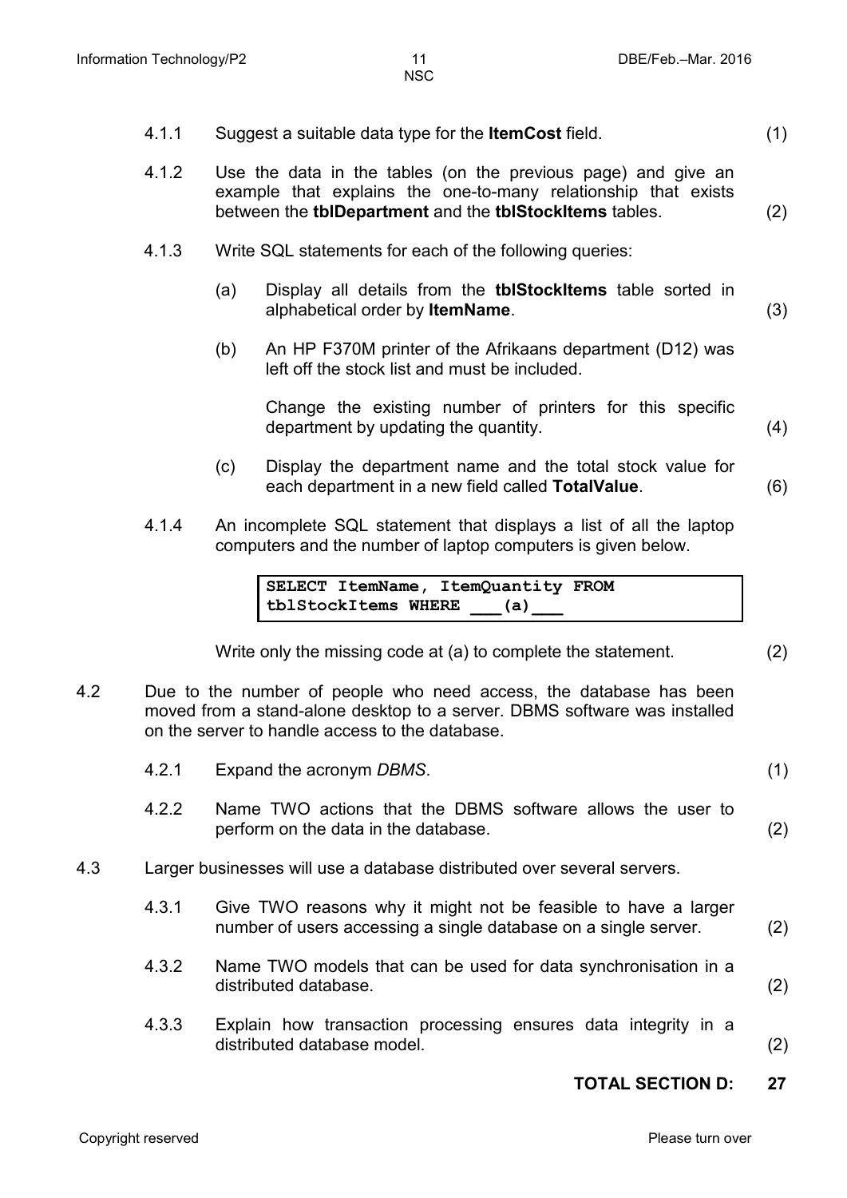4.1.1 Suggest a suitable data type for the **ItemCost** field. (1)

4.1.2 Use the data in the tables (on the previous page) and give an example that explains the one-to-many relationship that exists between the **tblDepartment** and the **tblStockItems** tables. (2)

4.1.3 Write SQL statements for each of the following queries:

(a) Display all details from the **tblStockItems** table sorted in alphabetical order by **ItemName**. (3)

(b) An HP F370M printer of the Afrikaans department (D12) was left off the stock list and must be included.

Change the existing number of printers for this specific department by updating the quantity. (4)

(c) Display the department name and the total stock value for each department in a new field called **TotalValue**. (6)

4.1.4 An incomplete SQL statement that displays a list of all the laptop computers and the number of laptop computers is given below.

```
SELECT ItemName, ItemQuantity FROM
tblStockItems WHERE ___(a)___
```

Write only the missing code at (a) to complete the statement. (2)

4.2 Due to the number of people who need access, the database has been moved from a stand-alone desktop to a server. DBMS software was installed on the server to handle access to the database.

4.2.1 Expand the acronym *DBMS*. (1)

4.2.2 Name TWO actions that the DBMS software allows the user to perform on the data in the database. (2)

4.3 Larger businesses will use a database distributed over several servers.

4.3.1 Give TWO reasons why it might not be feasible to have a larger number of users accessing a single database on a single server. (2)

4.3.2 Name TWO models that can be used for data synchronisation in a distributed database. (2)

4.3.3 Explain how transaction processing ensures data integrity in a distributed database model. (2)

**TOTAL SECTION D: 27**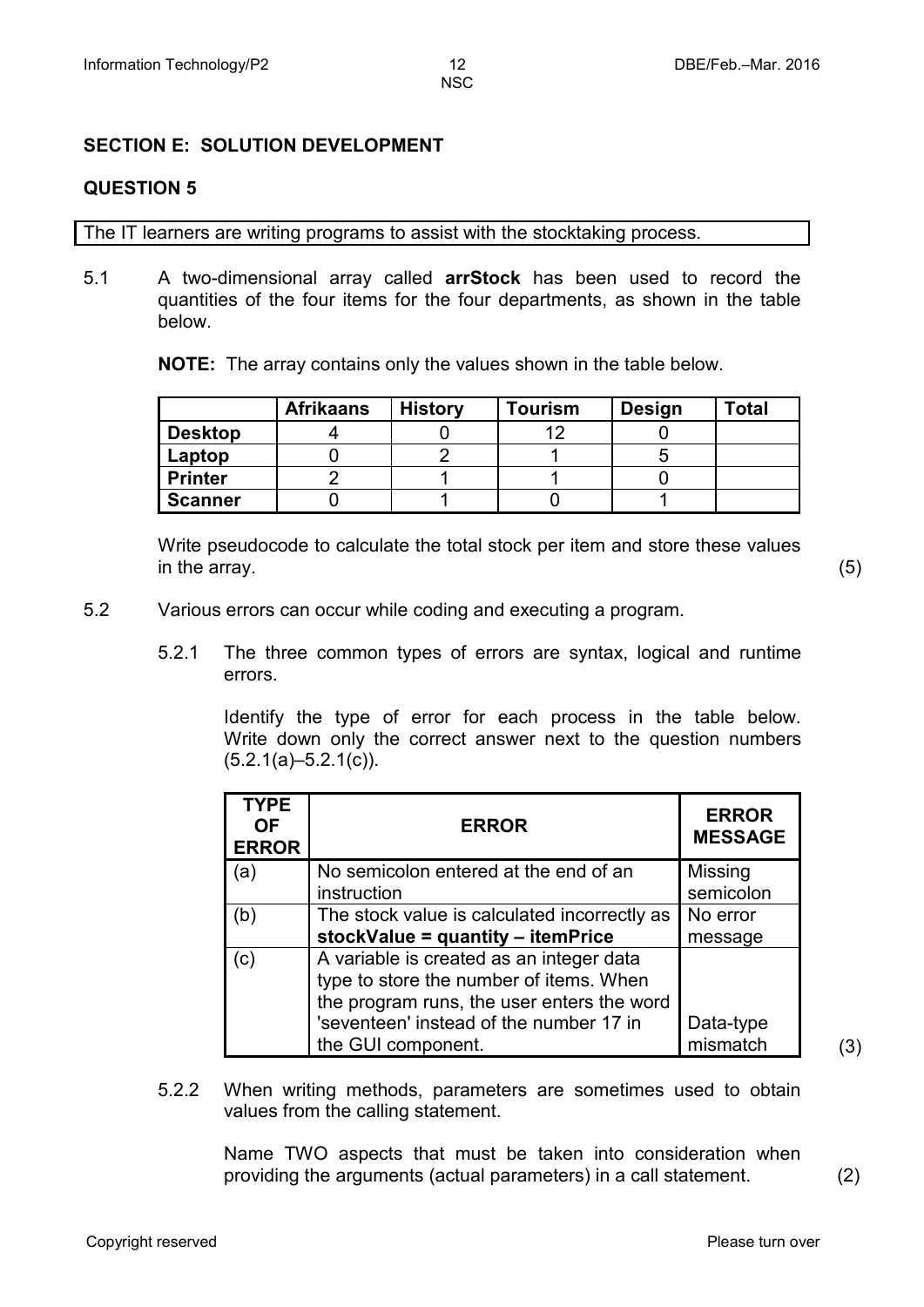## SECTION E: SOLUTION DEVELOPMENT

### QUESTION 5

The IT learners are writing programs to assist with the stocktaking process.

5.1 A two-dimensional array called **arrStock** has been used to record the quantities of the four items for the four departments, as shown in the table below.

**NOTE:** The array contains only the values shown in the table below.

| | **Afrikaans** | **History** | **Tourism** | **Design** | **Total** |
|---|---|---|---|---|---|
| **Desktop** | 4 | 0 | 12 | 0 | |
| **Laptop** | 0 | 2 | 1 | 5 | |
| **Printer** | 2 | 1 | 1 | 0 | |
| **Scanner** | 0 | 1 | 0 | 1 | |

Write pseudocode to calculate the total stock per item and store these values in the array. (5)

5.2 Various errors can occur while coding and executing a program.

5.2.1 The three common types of errors are syntax, logical and runtime errors.

Identify the type of error for each process in the table below. Write down only the correct answer next to the question numbers (5.2.1(a)–5.2.1(c)).

| **TYPE OF ERROR** | **ERROR** | **ERROR MESSAGE** |
|---|---|---|
| (a) | No semicolon entered at the end of an instruction | Missing semicolon |
| (b) | The stock value is calculated incorrectly as **stockValue = quantity – itemPrice** | No error message |
| (c) | A variable is created as an integer data type to store the number of items. When the program runs, the user enters the word 'seventeen' instead of the number 17 in the GUI component. | Data-type mismatch |

(3)

5.2.2 When writing methods, parameters are sometimes used to obtain values from the calling statement.

Name TWO aspects that must be taken into consideration when providing the arguments (actual parameters) in a call statement. (2)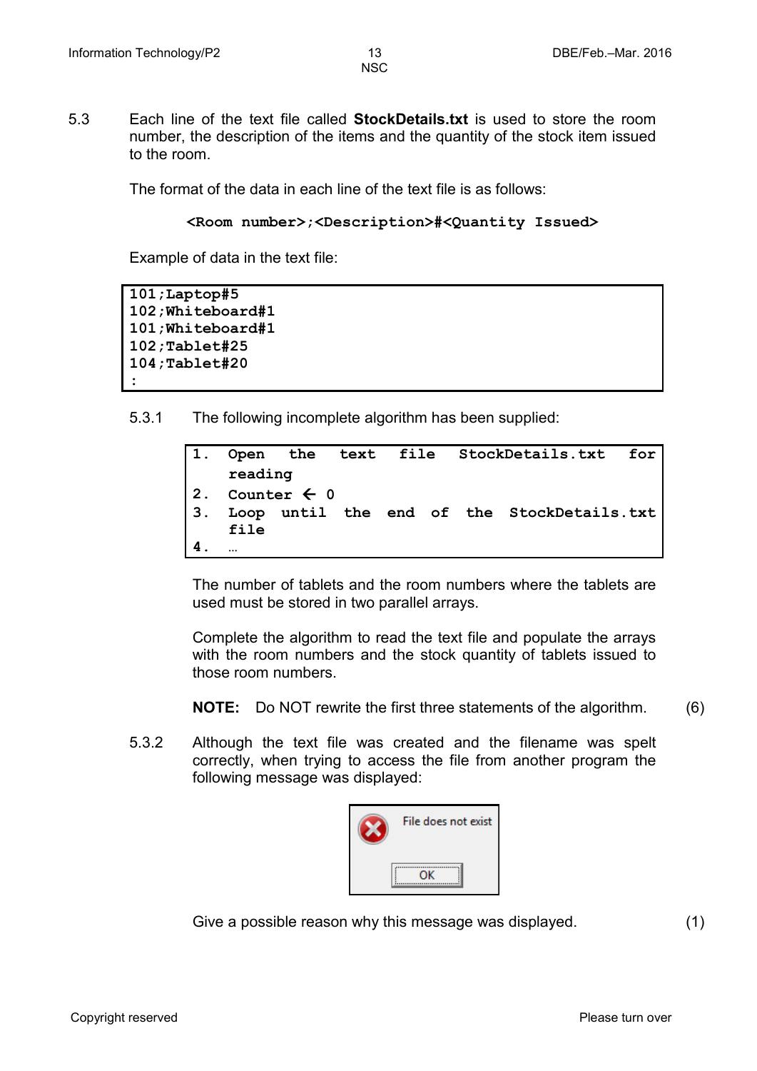5.3 Each line of the text file called **StockDetails.txt** is used to store the room number, the description of the items and the quantity of the stock item issued to the room.

The format of the data in each line of the text file is as follows:

**<Room number>;<Description>#<Quantity Issued>**

Example of data in the text file:

```
101;Laptop#5
102;Whiteboard#1
101;Whiteboard#1
102;Tablet#25
104;Tablet#20
:
```

5.3.1 The following incomplete algorithm has been supplied:

```
1. Open the text file StockDetails.txt for
   reading
2. Counter ← 0
3. Loop until the end of the StockDetails.txt
   file
4. …
```

The number of tablets and the room numbers where the tablets are used must be stored in two parallel arrays.

Complete the algorithm to read the text file and populate the arrays with the room numbers and the stock quantity of tablets issued to those room numbers.

**NOTE:** Do NOT rewrite the first three statements of the algorithm. (6)

5.3.2 Although the text file was created and the filename was spelt correctly, when trying to access the file from another program the following message was displayed:

File does not exist

OK

Give a possible reason why this message was displayed. (1)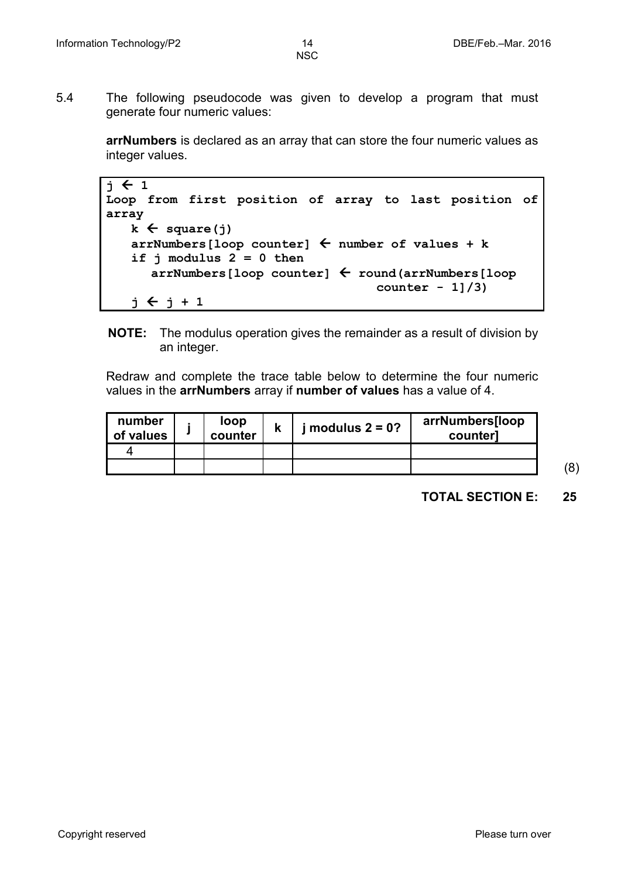5.4 The following pseudocode was given to develop a program that must generate four numeric values:

**arrNumbers** is declared as an array that can store the four numeric values as integer values.

```
j ← 1
Loop from first position of array to last position of
array
   k ← square(j)
   arrNumbers[loop counter] ← number of values + k
   if j modulus 2 = 0 then
      arrNumbers[loop counter] ← round(arrNumbers[loop
                                    counter - 1]/3)
   j ← j + 1
```

**NOTE:** The modulus operation gives the remainder as a result of division by an integer.

Redraw and complete the trace table below to determine the four numeric values in the **arrNumbers** array if **number of values** has a value of 4.

| number of values | j | loop counter | k | j modulus 2 = 0? | arrNumbers[loop counter] |
|---|---|---|---|---|---|
| 4 | | | | | |
| | | | | | |

(8)

**TOTAL SECTION E: 25**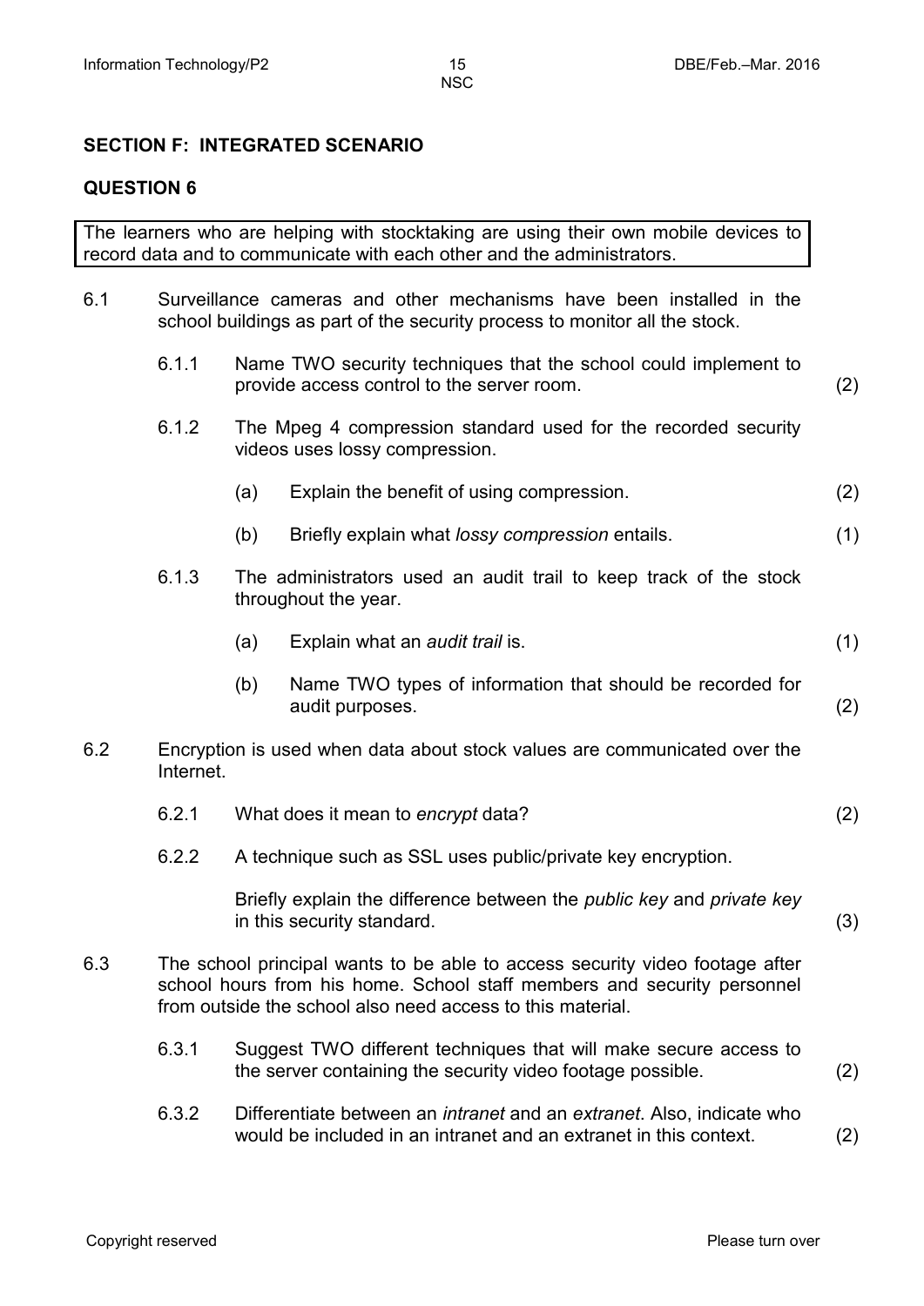## SECTION F: INTEGRATED SCENARIO

### QUESTION 6

The learners who are helping with stocktaking are using their own mobile devices to record data and to communicate with each other and the administrators.

6.1 Surveillance cameras and other mechanisms have been installed in the school buildings as part of the security process to monitor all the stock.

6.1.1 Name TWO security techniques that the school could implement to provide access control to the server room. (2)

6.1.2 The Mpeg 4 compression standard used for the recorded security videos uses lossy compression.

(a) Explain the benefit of using compression. (2)

(b) Briefly explain what *lossy compression* entails. (1)

6.1.3 The administrators used an audit trail to keep track of the stock throughout the year.

(a) Explain what an *audit trail* is. (1)

(b) Name TWO types of information that should be recorded for audit purposes. (2)

6.2 Encryption is used when data about stock values are communicated over the Internet.

6.2.1 What does it mean to *encrypt* data? (2)

6.2.2 A technique such as SSL uses public/private key encryption.

Briefly explain the difference between the *public key* and *private key* in this security standard. (3)

6.3 The school principal wants to be able to access security video footage after school hours from his home. School staff members and security personnel from outside the school also need access to this material.

6.3.1 Suggest TWO different techniques that will make secure access to the server containing the security video footage possible. (2)

6.3.2 Differentiate between an *intranet* and an *extranet*. Also, indicate who would be included in an intranet and an extranet in this context. (2)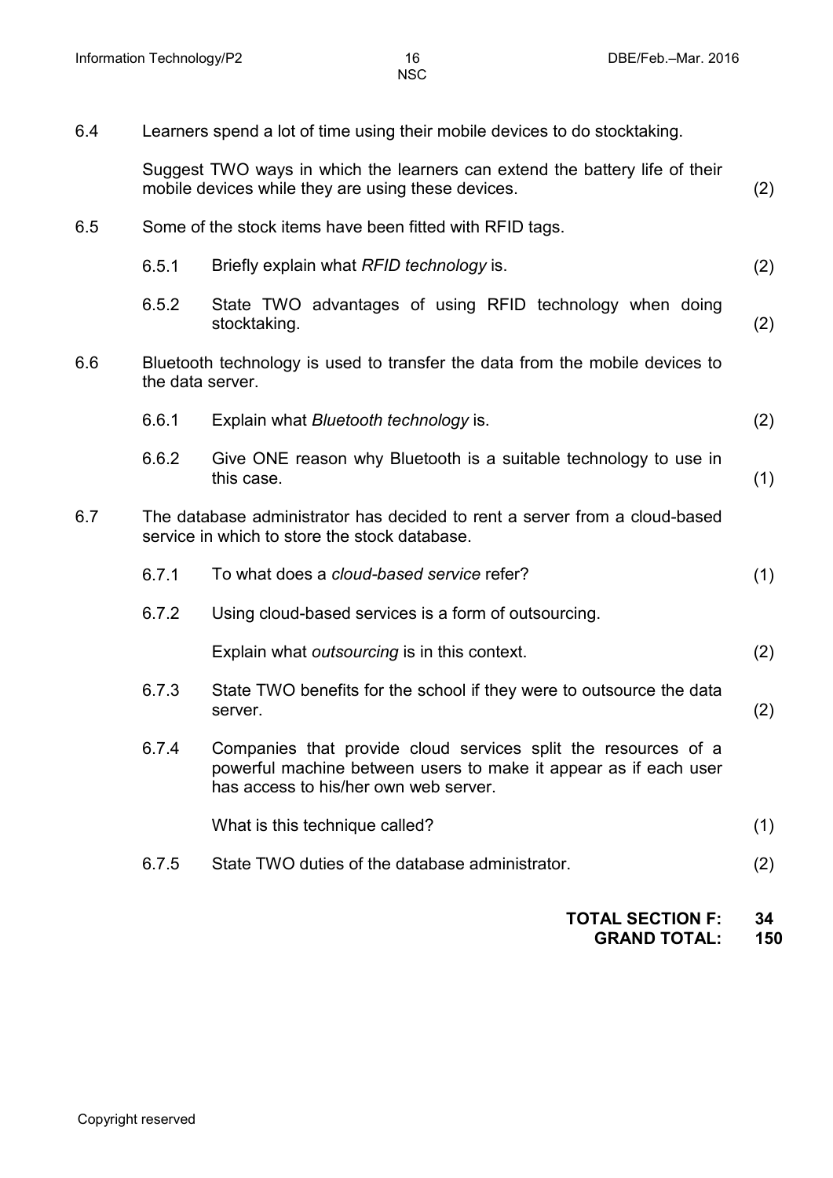6.4 Learners spend a lot of time using their mobile devices to do stocktaking.

Suggest TWO ways in which the learners can extend the battery life of their mobile devices while they are using these devices. (2)

6.5 Some of the stock items have been fitted with RFID tags.

6.5.1 Briefly explain what *RFID technology* is. (2)

6.5.2 State TWO advantages of using RFID technology when doing stocktaking. (2)

6.6 Bluetooth technology is used to transfer the data from the mobile devices to the data server.

6.6.1 Explain what *Bluetooth technology* is. (2)

6.6.2 Give ONE reason why Bluetooth is a suitable technology to use in this case. (1)

6.7 The database administrator has decided to rent a server from a cloud-based service in which to store the stock database.

6.7.1 To what does a *cloud-based service* refer? (1)

6.7.2 Using cloud-based services is a form of outsourcing.

Explain what *outsourcing* is in this context. (2)

6.7.3 State TWO benefits for the school if they were to outsource the data server. (2)

6.7.4 Companies that provide cloud services split the resources of a powerful machine between users to make it appear as if each user has access to his/her own web server.

What is this technique called? (1)

6.7.5 State TWO duties of the database administrator. (2)

**TOTAL SECTION F: 34**

**GRAND TOTAL: 150**